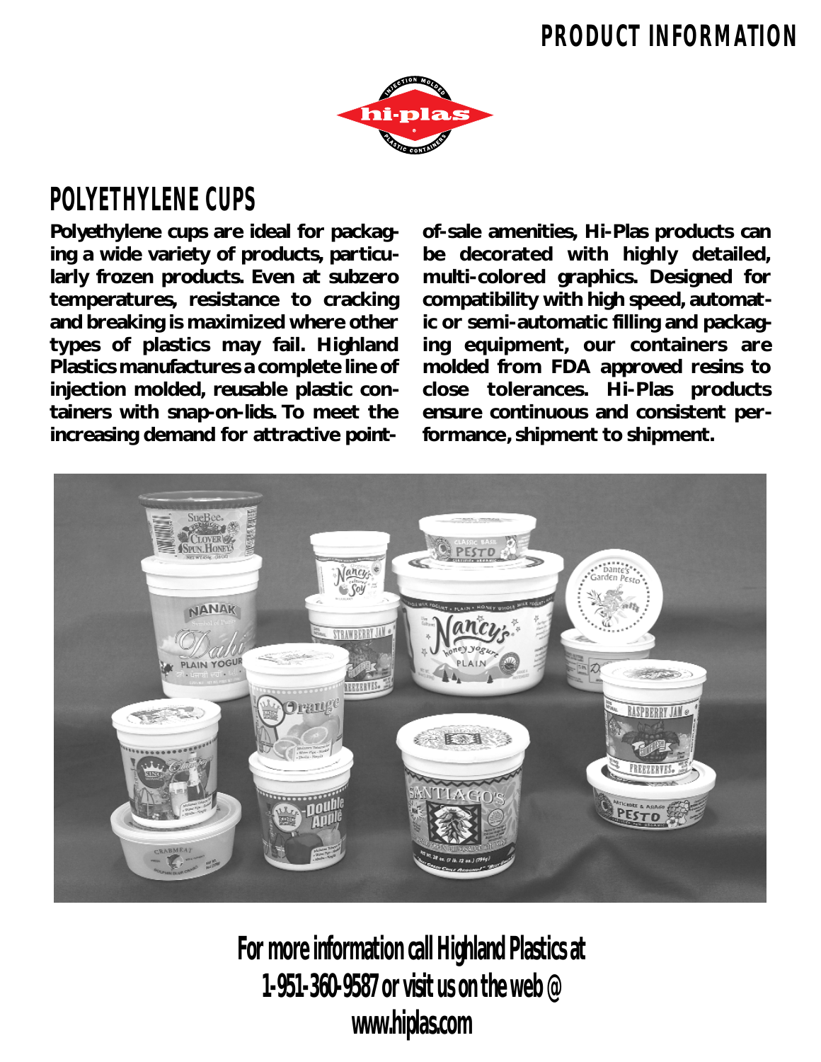# PRODUCT INFORMATION

## POLYETHYLENE CUPS

**Polyethylene cups are ideal for packaging a wide variety of products, particularly frozen products. Even at subzero temperatures, resistance to cracking and breaking is maximized where other types of plastics may fail. Highland Plastics manufactures a complete line of injection molded, reusable plastic containers with snap-on-lids. To meet the increasing demand for attractive point-of-sale amenities, Hi-Plas products can be decorated with highly detailed, multi-colored graphics. Designed for compatibility with high speed, automatic or semi-automatic filling and packaging equipment, our containers are molded from FDA approved resins to close tolerances. Hi-Plas products ensure continuous and consistent performance, shipment to shipment.**

**For more information call Highland Plastics at 1-951-360-9587 or visit us on the web @ www.hiplas.com**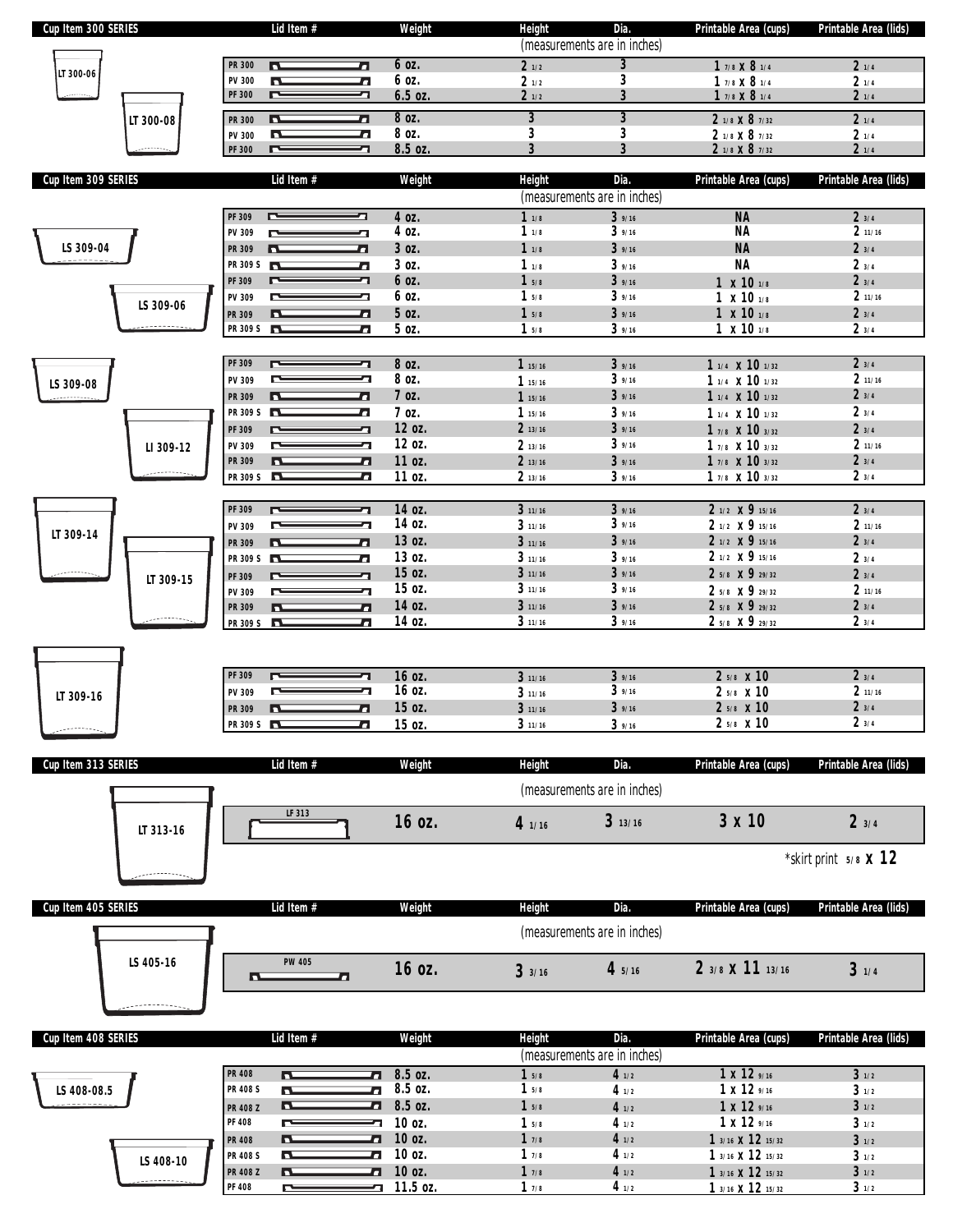## Cup Item 300 SERIES

(measurements are in inches)

| Cup Item | Lid Item # | Weight | Height | Dia. | Printable Area (cups) | Printable Area (lids) |
|---|---|---|---|---|---|---|
| LT 300-06 | PR 300 | 6 oz. | 2 1/2 | 3 | 1 7/8 X 8 1/4 | 2 1/4 |
| | PV 300 | 6 oz. | 2 1/2 | 3 | 1 7/8 X 8 1/4 | 2 1/4 |
| | PF 300 | 6.5 oz. | 2 1/2 | 3 | 1 7/8 X 8 1/4 | 2 1/4 |
| LT 300-08 | PR 300 | 8 oz. | 3 | 3 | 2 1/8 X 8 7/32 | 2 1/4 |
| | PV 300 | 8 oz. | 3 | 3 | 2 1/8 X 8 7/32 | 2 1/4 |
| | PF 300 | 8.5 oz. | 3 | 3 | 2 1/8 X 8 7/32 | 2 1/4 |

## Cup Item 309 SERIES

(measurements are in inches)

| Cup Item | Lid Item # | Weight | Height | Dia. | Printable Area (cups) | Printable Area (lids) |
|---|---|---|---|---|---|---|
| LS 309-04 | PF 309 | 4 oz. | 1 1/8 | 3 9/16 | NA | 2 3/4 |
| | PV 309 | 4 oz. | 1 1/8 | 3 9/16 | NA | 2 11/16 |
| | PR 309 | 3 oz. | 1 1/8 | 3 9/16 | NA | 2 3/4 |
| | PR 309 S | 3 oz. | 1 1/8 | 3 9/16 | NA | 2 3/4 |
| LS 309-06 | PF 309 | 6 oz. | 1 5/8 | 3 9/16 | 1 x 10 1/8 | 2 3/4 |
| | PV 309 | 6 oz. | 1 5/8 | 3 9/16 | 1 x 10 1/8 | 2 11/16 |
| | PR 309 | 5 oz. | 1 5/8 | 3 9/16 | 1 x 10 1/8 | 2 3/4 |
| | PR 309 S | 5 oz. | 1 5/8 | 3 9/16 | 1 x 10 1/8 | 2 3/4 |
| LS 309-08 | PF 309 | 8 oz. | 1 15/16 | 3 9/16 | 1 1/4 x 10 1/32 | 2 3/4 |
| | PV 309 | 8 oz. | 1 15/16 | 3 9/16 | 1 1/4 x 10 1/32 | 2 11/16 |
| | PR 309 | 7 oz. | 1 15/16 | 3 9/16 | 1 1/4 x 10 1/32 | 2 3/4 |
| | PR 309 S | 7 oz. | 1 15/16 | 3 9/16 | 1 1/4 x 10 1/32 | 2 3/4 |
| LI 309-12 | PF 309 | 12 oz. | 2 13/16 | 3 9/16 | 1 7/8 x 10 3/32 | 2 3/4 |
| | PV 309 | 12 oz. | 2 13/16 | 3 9/16 | 1 7/8 x 10 3/32 | 2 11/16 |
| | PR 309 | 11 oz. | 2 13/16 | 3 9/16 | 1 7/8 x 10 3/32 | 2 3/4 |
| | PR 309 S | 11 oz. | 2 13/16 | 3 9/16 | 1 7/8 x 10 3/32 | 2 3/4 |
| LT 309-14 | PF 309 | 14 oz. | 3 11/16 | 3 9/16 | 2 1/2 X 9 15/16 | 2 3/4 |
| | PV 309 | 14 oz. | 3 11/16 | 3 9/16 | 2 1/2 X 9 15/16 | 2 11/16 |
| | PR 309 | 13 oz. | 3 11/16 | 3 9/16 | 2 1/2 X 9 15/16 | 2 3/4 |
| | PR 309 S | 13 oz. | 3 11/16 | 3 9/16 | 2 1/2 X 9 15/16 | 2 3/4 |
| LT 309-15 | PF 309 | 15 oz. | 3 11/16 | 3 9/16 | 2 5/8 X 9 29/32 | 2 3/4 |
| | PV 309 | 15 oz. | 3 11/16 | 3 9/16 | 2 5/8 X 9 29/32 | 2 11/16 |
| | PR 309 | 14 oz. | 3 11/16 | 3 9/16 | 2 5/8 X 9 29/32 | 2 3/4 |
| | PR 309 S | 14 oz. | 3 11/16 | 3 9/16 | 2 5/8 X 9 29/32 | 2 3/4 |
| LT 309-16 | PF 309 | 16 oz. | 3 11/16 | 3 9/16 | 2 5/8 X 10 | 2 3/4 |
| | PV 309 | 16 oz. | 3 11/16 | 3 9/16 | 2 5/8 X 10 | 2 11/16 |
| | PR 309 | 15 oz. | 3 11/16 | 3 9/16 | 2 5/8 X 10 | 2 3/4 |
| | PR 309 S | 15 oz. | 3 11/16 | 3 9/16 | 2 5/8 X 10 | 2 3/4 |

## Cup Item 313 SERIES

(measurements are in inches)

| Cup Item | Lid Item # | Weight | Height | Dia. | Printable Area (cups) | Printable Area (lids) |
|---|---|---|---|---|---|---|
| LT 313-16 | LF 313 | 16 oz. | 4 1/16 | 3 13/16 | 3 x 10 | 2 3/4 |

*skirt print 5/8 X 12

## Cup Item 405 SERIES

(measurements are in inches)

| Cup Item | Lid Item # | Weight | Height | Dia. | Printable Area (cups) | Printable Area (lids) |
|---|---|---|---|---|---|---|
| LS 405-16 | PW 405 | 16 oz. | 3 3/16 | 4 5/16 | 2 3/8 X 11 13/16 | 3 1/4 |

## Cup Item 408 SERIES

(measurements are in inches)

| Cup Item | Lid Item # | Weight | Height | Dia. | Printable Area (cups) | Printable Area (lids) |
|---|---|---|---|---|---|---|
| LS 408-08.5 | PR 408 | 8.5 oz. | 1 5/8 | 4 1/2 | 1 x 12 9/16 | 3 1/2 |
| | PR 408 S | 8.5 oz. | 1 5/8 | 4 1/2 | 1 x 12 9/16 | 3 1/2 |
| | PR 408 Z | 8.5 oz. | 1 5/8 | 4 1/2 | 1 x 12 9/16 | 3 1/2 |
| | PF 408 | 10 oz. | 1 5/8 | 4 1/2 | 1 x 12 9/16 | 3 1/2 |
| LS 408-10 | PR 408 | 10 oz. | 1 7/8 | 4 1/2 | 1 3/16 x 12 15/32 | 3 1/2 |
| | PR 408 S | 10 oz. | 1 7/8 | 4 1/2 | 1 3/16 x 12 15/32 | 3 1/2 |
| | PR 408 Z | 10 oz. | 1 7/8 | 4 1/2 | 1 3/16 x 12 15/32 | 3 1/2 |
| | PF 408 | 11.5 oz. | 1 7/8 | 4 1/2 | 1 3/16 x 12 15/32 | 3 1/2 |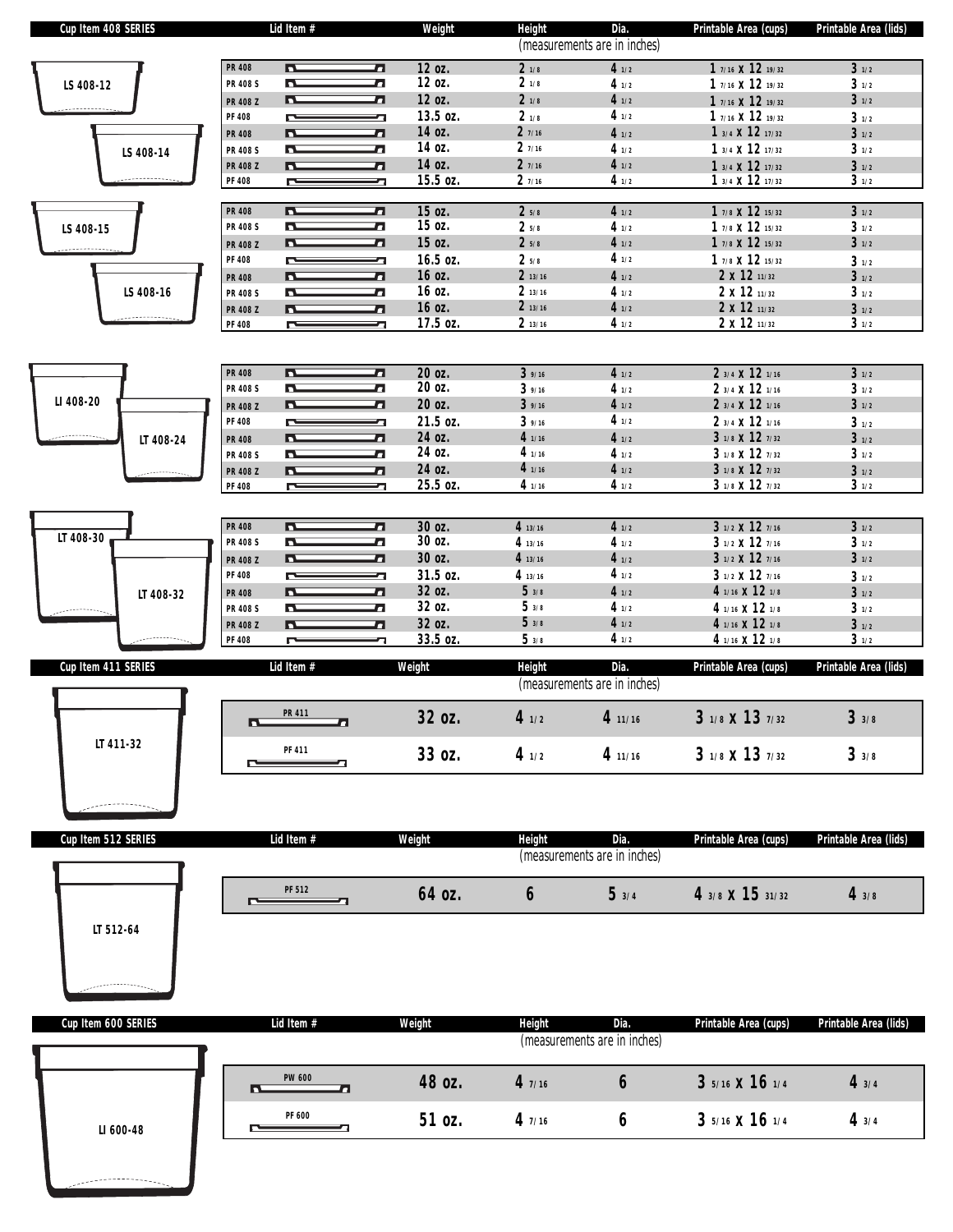| Cup Item 408 SERIES | Lid Item # | Weight | Height | Dia. | Printable Area (cups) | Printable Area (lids) |
|---|---|---|---|---|---|---|
| | | | (measurements are in inches) | | | |
| LS 408-12 | PR 408 | 12 oz. | 2 1/8 | 4 1/2 | 1 7/16 X 12 19/32 | 3 1/2 |
| | PR 408 S | 12 oz. | 2 1/8 | 4 1/2 | 1 7/16 X 12 19/32 | 3 1/2 |
| | PR 408 Z | 12 oz. | 2 1/8 | 4 1/2 | 1 7/16 X 12 19/32 | 3 1/2 |
| | PF 408 | 13.5 oz. | 2 1/8 | 4 1/2 | 1 7/16 X 12 19/32 | 3 1/2 |
| LS 408-14 | PR 408 | 14 oz. | 2 7/16 | 4 1/2 | 1 3/4 X 12 17/32 | 3 1/2 |
| | PR 408 S | 14 oz. | 2 7/16 | 4 1/2 | 1 3/4 X 12 17/32 | 3 1/2 |
| | PR 408 Z | 14 oz. | 2 7/16 | 4 1/2 | 1 3/4 X 12 17/32 | 3 1/2 |
| | PF 408 | 15.5 oz. | 2 7/16 | 4 1/2 | 1 3/4 X 12 17/32 | 3 1/2 |
| LS 408-15 | PR 408 | 15 oz. | 2 5/8 | 4 1/2 | 1 7/8 X 12 15/32 | 3 1/2 |
| | PR 408 S | 15 oz. | 2 5/8 | 4 1/2 | 1 7/8 X 12 15/32 | 3 1/2 |
| | PR 408 Z | 15 oz. | 2 5/8 | 4 1/2 | 1 7/8 X 12 15/32 | 3 1/2 |
| | PF 408 | 16.5 oz. | 2 5/8 | 4 1/2 | 1 7/8 X 12 15/32 | 3 1/2 |
| LS 408-16 | PR 408 | 16 oz. | 2 13/16 | 4 1/2 | 2 X 12 11/32 | 3 1/2 |
| | PR 408 S | 16 oz. | 2 13/16 | 4 1/2 | 2 X 12 11/32 | 3 1/2 |
| | PR 408 Z | 16 oz. | 2 13/16 | 4 1/2 | 2 X 12 11/32 | 3 1/2 |
| | PF 408 | 17.5 oz. | 2 13/16 | 4 1/2 | 2 X 12 11/32 | 3 1/2 |
| LI 408-20 | PR 408 | 20 oz. | 3 9/16 | 4 1/2 | 2 3/4 X 12 1/16 | 3 1/2 |
| | PR 408 S | 20 oz. | 3 9/16 | 4 1/2 | 2 3/4 X 12 1/16 | 3 1/2 |
| | PR 408 Z | 20 oz. | 3 9/16 | 4 1/2 | 2 3/4 X 12 1/16 | 3 1/2 |
| | PF 408 | 21.5 oz. | 3 9/16 | 4 1/2 | 2 3/4 X 12 1/16 | 3 1/2 |
| LT 408-24 | PR 408 | 24 oz. | 4 1/16 | 4 1/2 | 3 1/8 X 12 7/32 | 3 1/2 |
| | PR 408 S | 24 oz. | 4 1/16 | 4 1/2 | 3 1/8 X 12 7/32 | 3 1/2 |
| | PR 408 Z | 24 oz. | 4 1/16 | 4 1/2 | 3 1/8 X 12 7/32 | 3 1/2 |
| | PF 408 | 25.5 oz. | 4 1/16 | 4 1/2 | 3 1/8 X 12 7/32 | 3 1/2 |
| LT 408-30 | PR 408 | 30 oz. | 4 13/16 | 4 1/2 | 3 1/2 X 12 7/16 | 3 1/2 |
| | PR 408 S | 30 oz. | 4 13/16 | 4 1/2 | 3 1/2 X 12 7/16 | 3 1/2 |
| | PR 408 Z | 30 oz. | 4 13/16 | 4 1/2 | 3 1/2 X 12 7/16 | 3 1/2 |
| | PF 408 | 31.5 oz. | 4 13/16 | 4 1/2 | 3 1/2 X 12 7/16 | 3 1/2 |
| LT 408-32 | PR 408 | 32 oz. | 5 3/8 | 4 1/2 | 4 1/16 X 12 1/8 | 3 1/2 |
| | PR 408 S | 32 oz. | 5 3/8 | 4 1/2 | 4 1/16 X 12 1/8 | 3 1/2 |
| | PR 408 Z | 32 oz. | 5 3/8 | 4 1/2 | 4 1/16 X 12 1/8 | 3 1/2 |
| | PF 408 | 33.5 oz. | 5 3/8 | 4 1/2 | 4 1/16 X 12 1/8 | 3 1/2 |

| Cup Item 411 SERIES | Lid Item # | Weight | Height | Dia. | Printable Area (cups) | Printable Area (lids) |
|---|---|---|---|---|---|---|
| | | | (measurements are in inches) | | | |
| LT 411-32 | PR 411 | 32 oz. | 4 1/2 | 4 11/16 | 3 1/8 X 13 7/32 | 3 3/8 |
| | PF 411 | 33 oz. | 4 1/2 | 4 11/16 | 3 1/8 X 13 7/32 | 3 3/8 |

| Cup Item 512 SERIES | Lid Item # | Weight | Height | Dia. | Printable Area (cups) | Printable Area (lids) |
|---|---|---|---|---|---|---|
| | | | (measurements are in inches) | | | |
| LT 512-64 | PF 512 | 64 oz. | 6 | 5 3/4 | 4 3/8 X 15 31/32 | 4 3/8 |

| Cup Item 600 SERIES | Lid Item # | Weight | Height | Dia. | Printable Area (cups) | Printable Area (lids) |
|---|---|---|---|---|---|---|
| | | | (measurements are in inches) | | | |
| LI 600-48 | PW 600 | 48 oz. | 4 7/16 | 6 | 3 5/16 X 16 1/4 | 4 3/4 |
| | PF 600 | 51 oz. | 4 7/16 | 6 | 3 5/16 X 16 1/4 | 4 3/4 |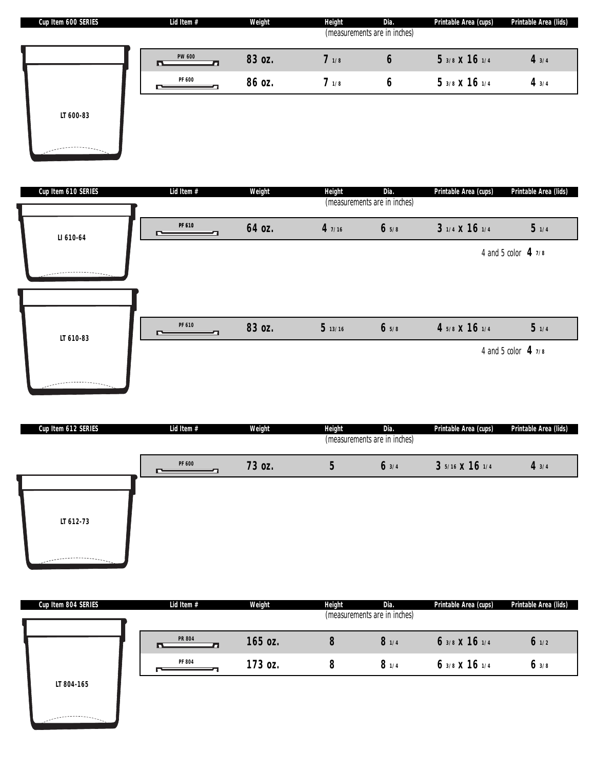| Cup Item 600 SERIES | Lid Item # | Weight | Height | Dia. | Printable Area (cups) | Printable Area (lids) |
|---|---|---|---|---|---|---|
| | | | (measurements are in inches) | | | |
| LT 600-83 | PW 600 | 83 oz. | 7 1/8 | 6 | 5 3/8 X 16 1/4 | 4 3/4 |
| | PF 600 | 86 oz. | 7 1/8 | 6 | 5 3/8 X 16 1/4 | 4 3/4 |

| Cup Item 610 SERIES | Lid Item # | Weight | Height | Dia. | Printable Area (cups) | Printable Area (lids) |
|---|---|---|---|---|---|---|
| | | | (measurements are in inches) | | | |
| LI 610-64 | PF 610 | 64 oz. | 4 7/16 | 6 5/8 | 3 1/4 X 16 1/4 | 5 1/4 |
| | | | | | | 4 and 5 color 4 7/8 |
| LT 610-83 | PF 610 | 83 oz. | 5 13/16 | 6 5/8 | 4 5/8 X 16 1/4 | 5 1/4 |
| | | | | | | 4 and 5 color 4 7/8 |

| Cup Item 612 SERIES | Lid Item # | Weight | Height | Dia. | Printable Area (cups) | Printable Area (lids) |
|---|---|---|---|---|---|---|
| | | | (measurements are in inches) | | | |
| LT 612-73 | PF 600 | 73 oz. | 5 | 6 3/4 | 3 5/16 X 16 1/4 | 4 3/4 |

| Cup Item 804 SERIES | Lid Item # | Weight | Height | Dia. | Printable Area (cups) | Printable Area (lids) |
|---|---|---|---|---|---|---|
| | | | (measurements are in inches) | | | |
| LT 804-165 | PR 804 | 165 oz. | 8 | 8 1/4 | 6 3/8 X 16 1/4 | 6 1/2 |
| | PF 804 | 173 oz. | 8 | 8 1/4 | 6 3/8 X 16 1/4 | 6 3/8 |